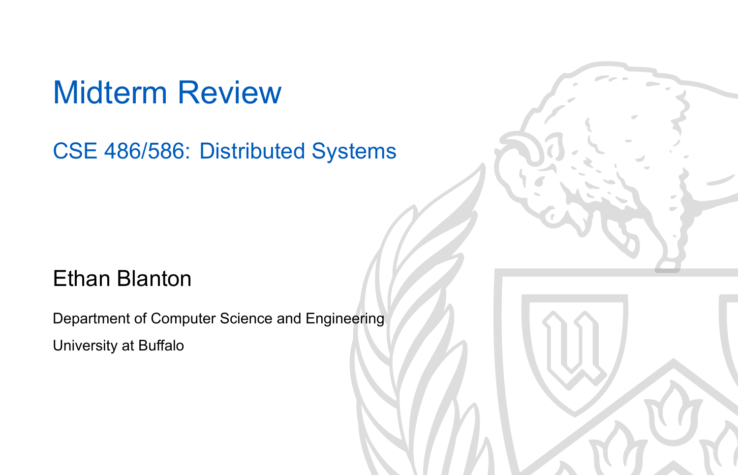# Midterm Review

## CSE 486/586: Distributed Systems

Ethan Blanton

Department of Computer Science and Engineering

University at Buffalo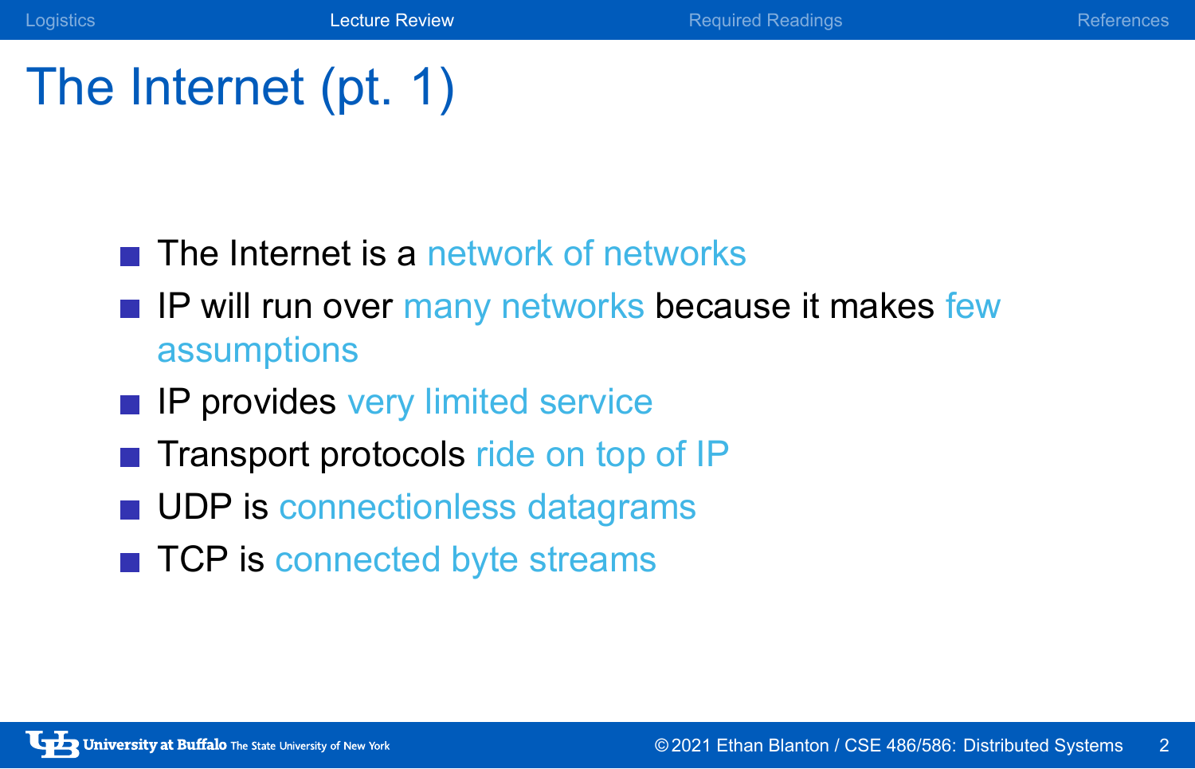# The Internet (pt. 1)

- The Internet is a network of networks
- IP will run over many networks because it makes few assumptions
- IP provides very limited service
- Transport protocols ride on top of IP
- UDP is connectionless datagrams
- TCP is connected byte streams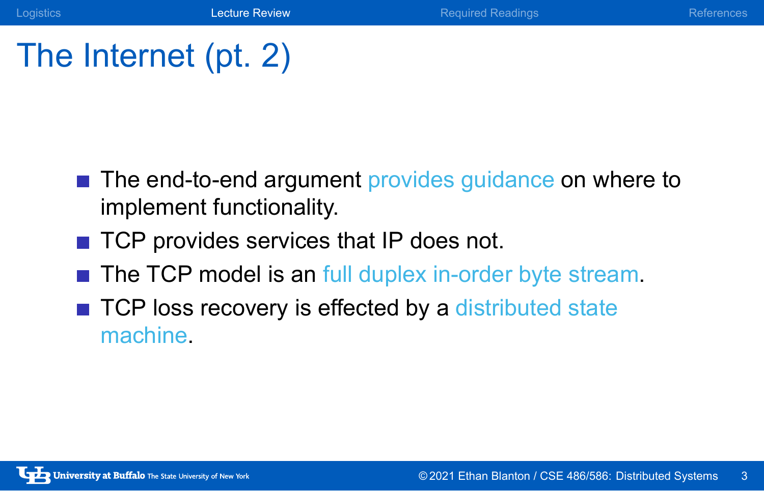# The Internet (pt. 2)

- The end-to-end argument provides guidance on where to implement functionality.
- TCP provides services that IP does not.
- The TCP model is an full duplex in-order byte stream.
- TCP loss recovery is effected by a distributed state machine.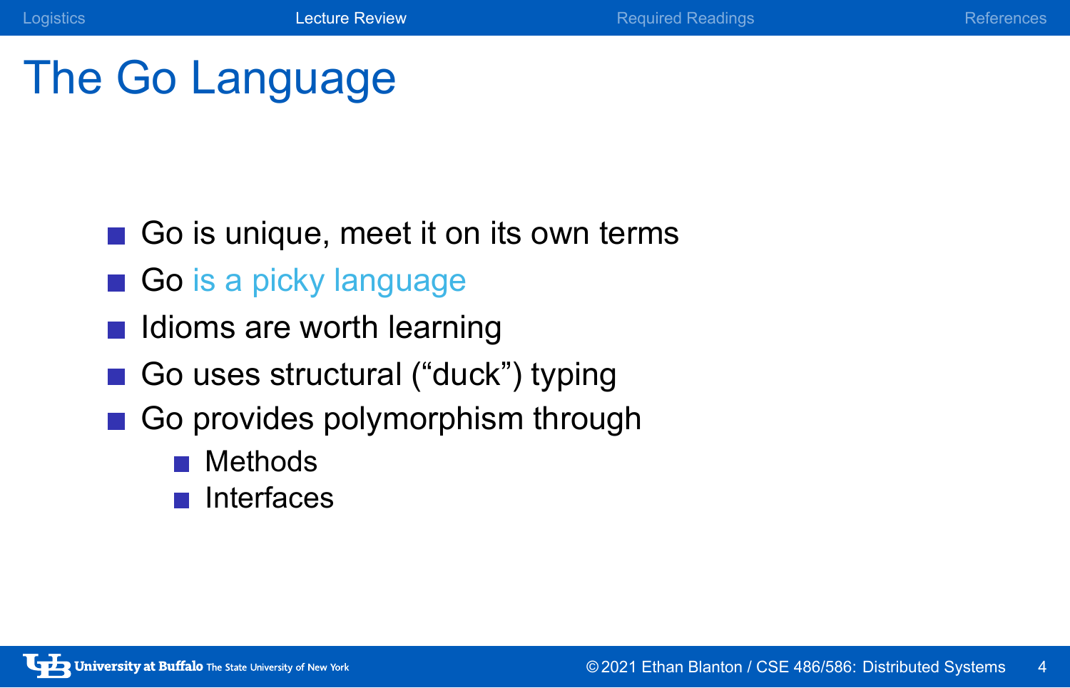# The Go Language

- Go is unique, meet it on its own terms
- Go is a picky language
- Idioms are worth learning
- Go uses structural (“duck”) typing
- Go provides polymorphism through
  - Methods
  - Interfaces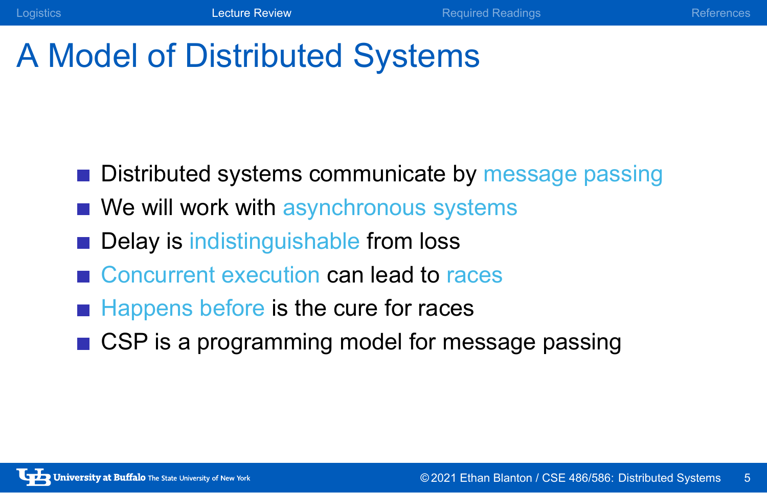# A Model of Distributed Systems

- Distributed systems communicate by message passing
- We will work with asynchronous systems
- Delay is indistinguishable from loss
- Concurrent execution can lead to races
- Happens before is the cure for races
- CSP is a programming model for message passing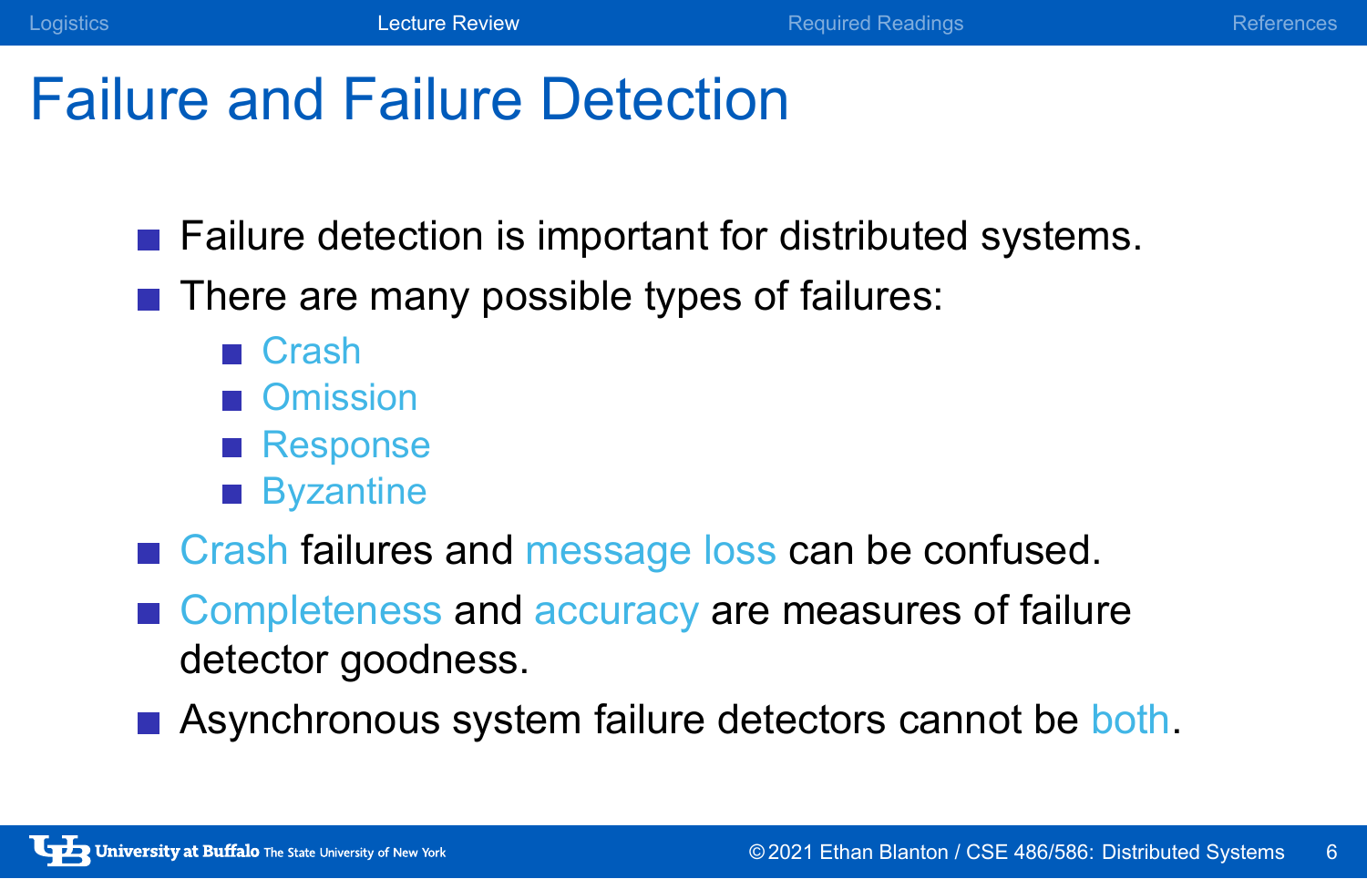# Failure and Failure Detection

- Failure detection is important for distributed systems.
- There are many possible types of failures:
  - Crash
  - Omission
  - Response
  - Byzantine
- Crash failures and message loss can be confused.
- Completeness and accuracy are measures of failure detector goodness.
- Asynchronous system failure detectors cannot be both.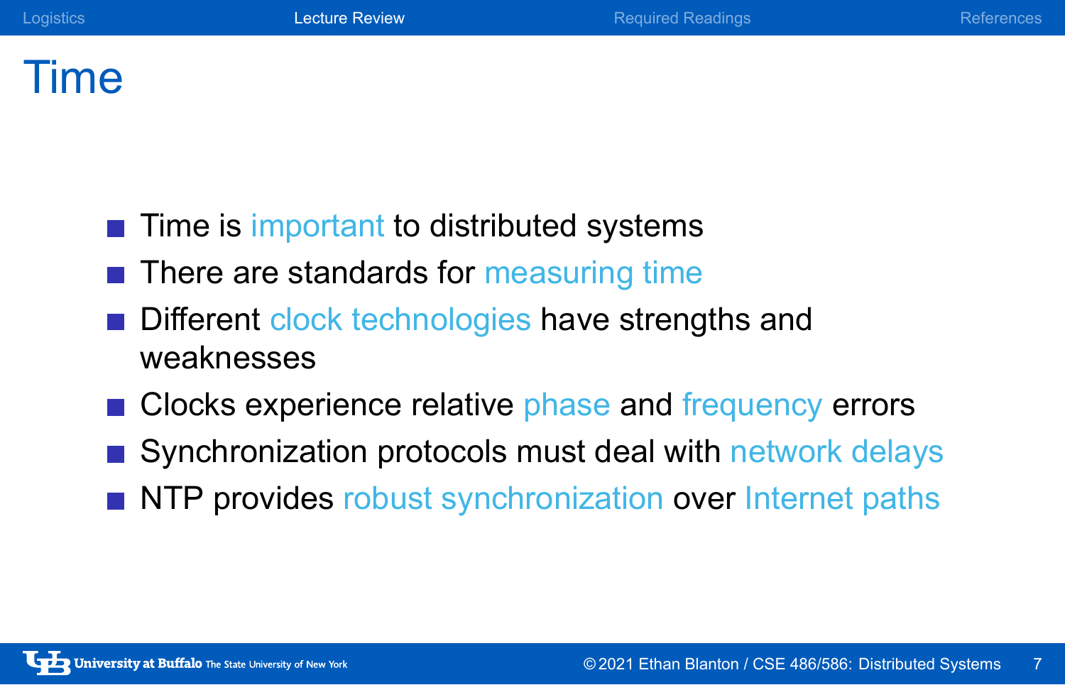# Time

- Time is important to distributed systems
- There are standards for measuring time
- Different clock technologies have strengths and weaknesses
- Clocks experience relative phase and frequency errors
- Synchronization protocols must deal with network delays
- NTP provides robust synchronization over Internet paths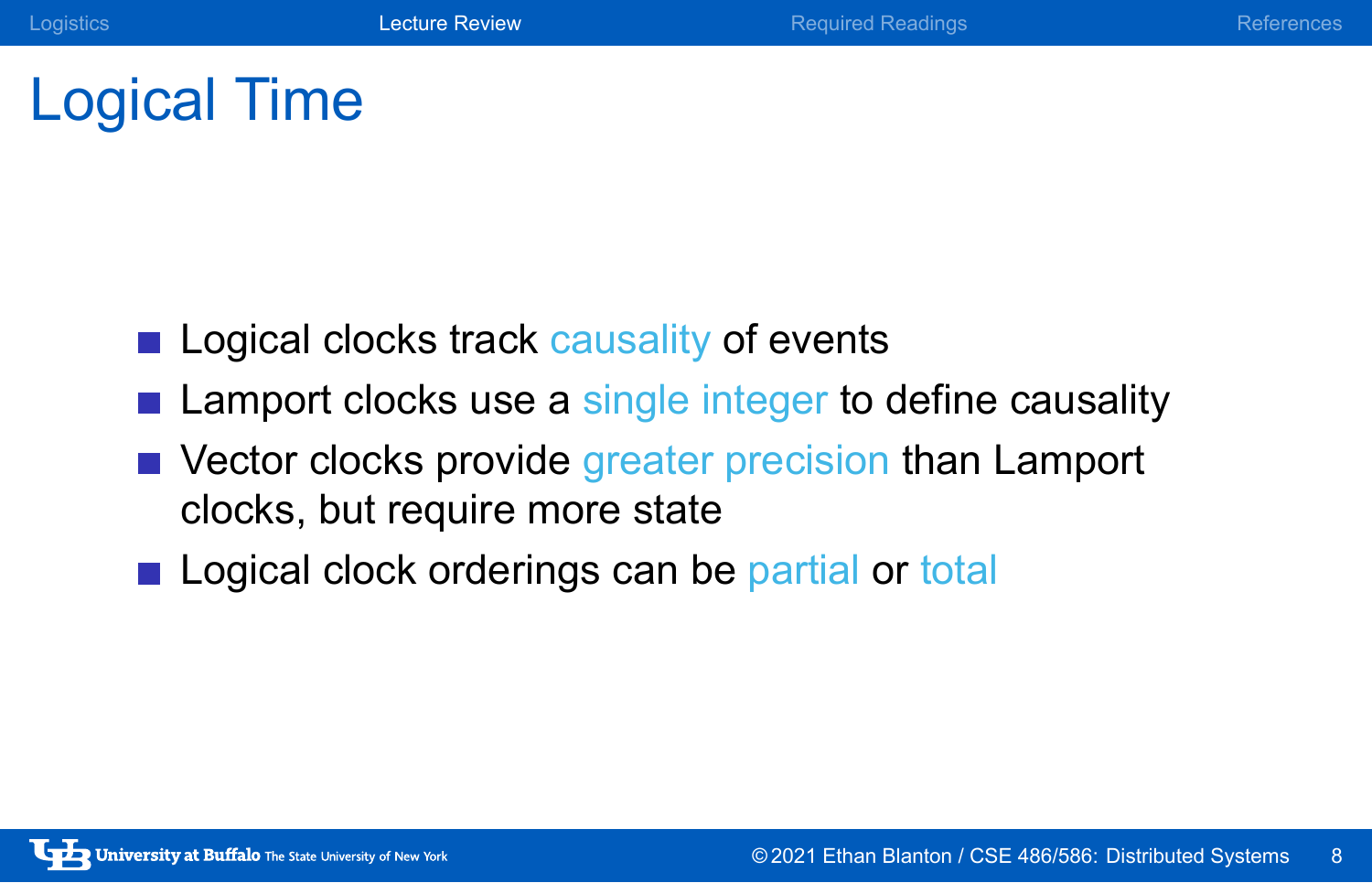# Logical Time

- Logical clocks track causality of events
- Lamport clocks use a single integer to define causality
- Vector clocks provide greater precision than Lamport clocks, but require more state
- Logical clock orderings can be partial or total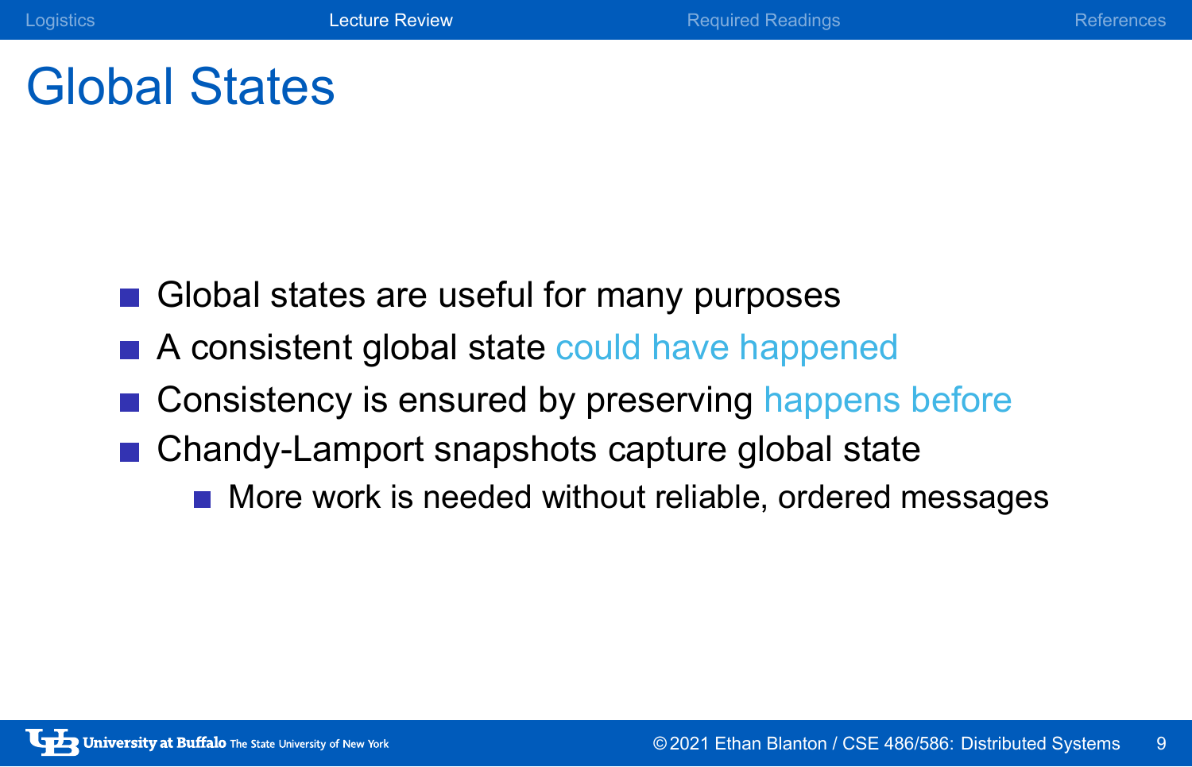# Global States

- Global states are useful for many purposes
- A consistent global state could have happened
- Consistency is ensured by preserving happens before
- Chandy-Lamport snapshots capture global state
  - More work is needed without reliable, ordered messages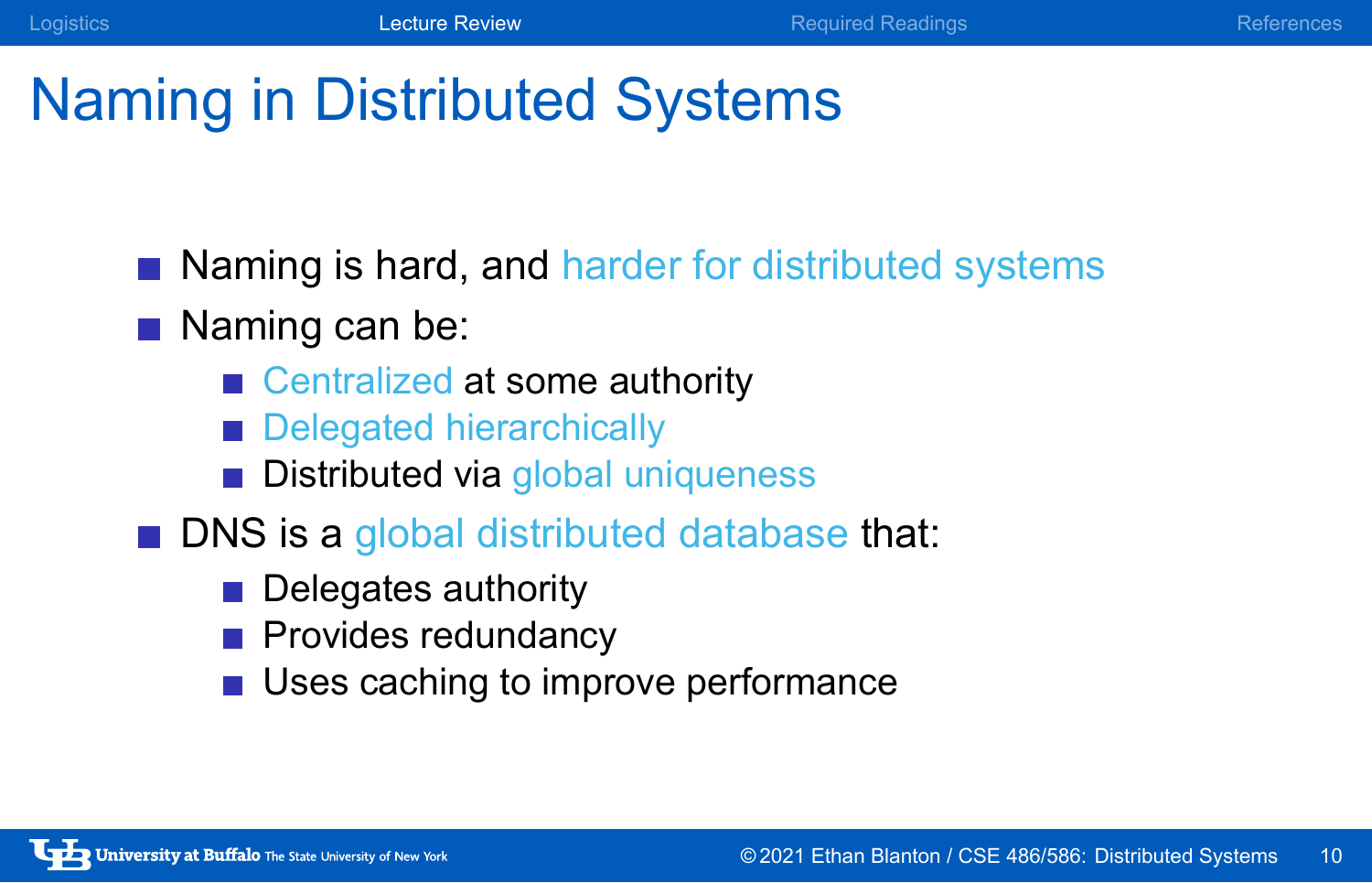# Naming in Distributed Systems

- Naming is hard, and harder for distributed systems
- Naming can be:
  - Centralized at some authority
  - Delegated hierarchically
  - Distributed via global uniqueness
- DNS is a global distributed database that:
  - Delegates authority
  - Provides redundancy
  - Uses caching to improve performance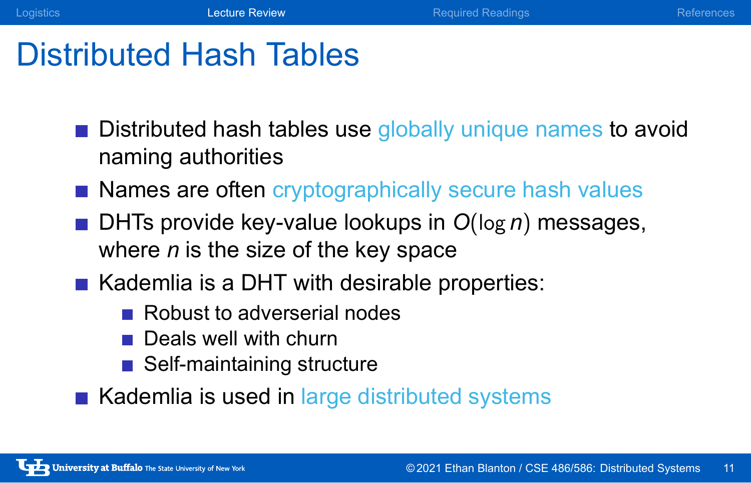# Distributed Hash Tables

- Distributed hash tables use globally unique names to avoid naming authorities
- Names are often cryptographically secure hash values
- DHTs provide key-value lookups in $O(\log n)$ messages, where $n$ is the size of the key space
- Kademlia is a DHT with desirable properties:
  - Robust to adverserial nodes
  - Deals well with churn
  - Self-maintaining structure
- Kademlia is used in large distributed systems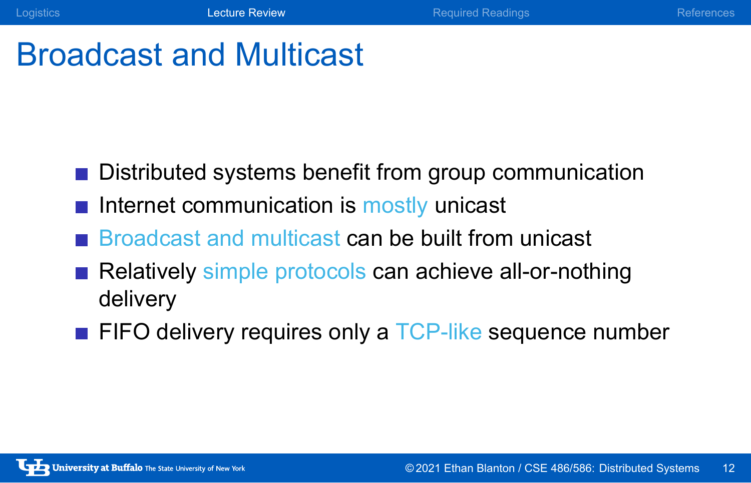# Broadcast and Multicast

- Distributed systems benefit from group communication
- Internet communication is mostly unicast
- Broadcast and multicast can be built from unicast
- Relatively simple protocols can achieve all-or-nothing delivery
- FIFO delivery requires only a TCP-like sequence number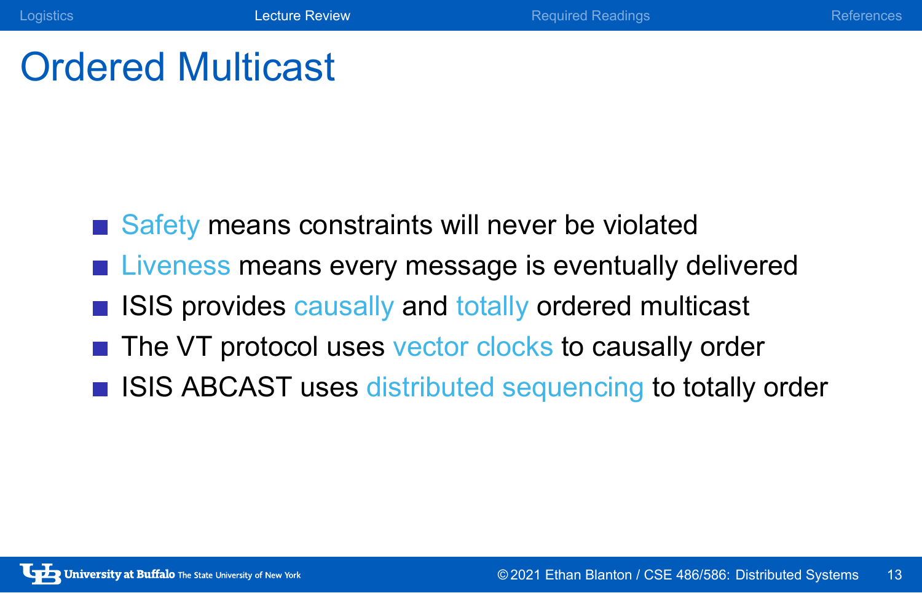# Ordered Multicast

- Safety means constraints will never be violated
- Liveness means every message is eventually delivered
- ISIS provides causally and totally ordered multicast
- The VT protocol uses vector clocks to causally order
- ISIS ABCAST uses distributed sequencing to totally order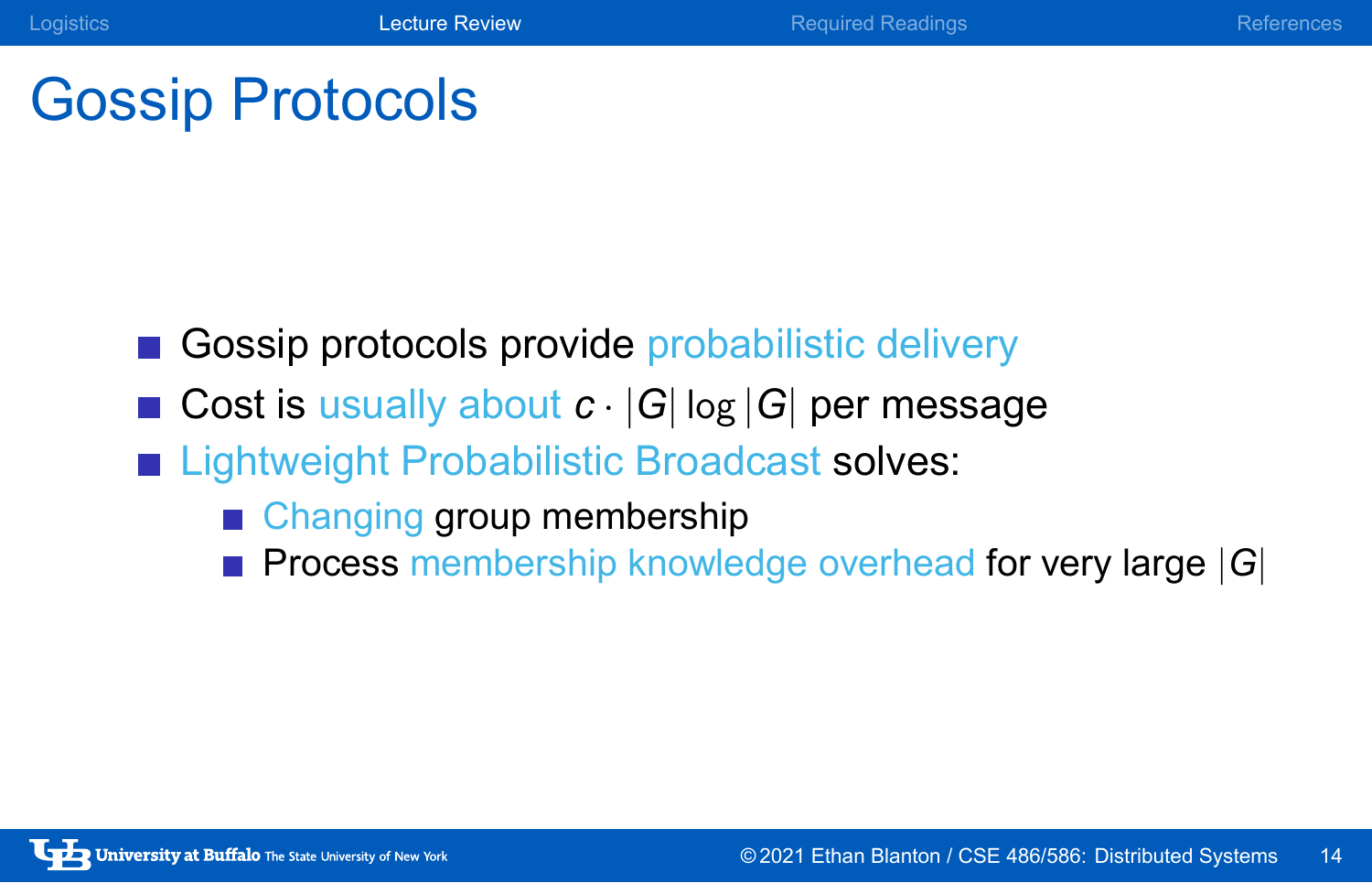# Gossip Protocols

- Gossip protocols provide probabilistic delivery
- Cost is usually about $c \cdot |G| \log |G|$ per message
- Lightweight Probabilistic Broadcast solves:
  - Changing group membership
  - Process membership knowledge overhead for very large $|G|$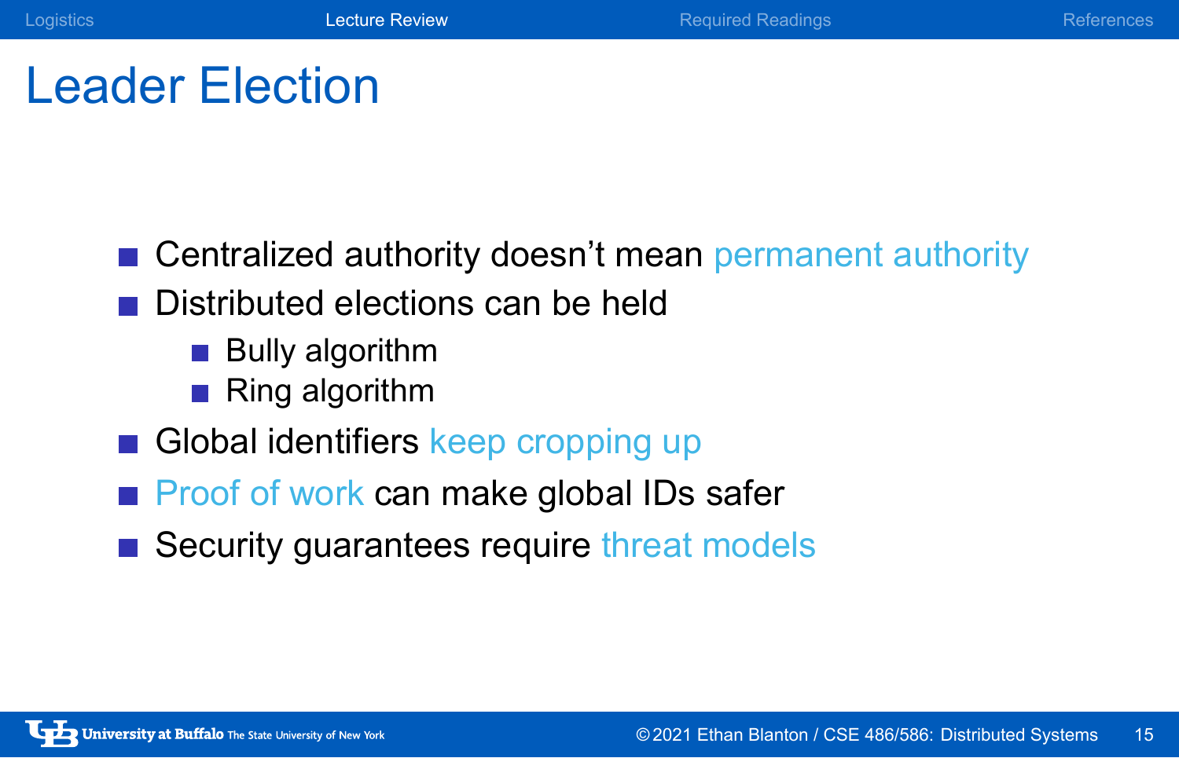# Leader Election

- Centralized authority doesn't mean permanent authority
- Distributed elections can be held
  - Bully algorithm
  - Ring algorithm
- Global identifiers keep cropping up
- Proof of work can make global IDs safer
- Security guarantees require threat models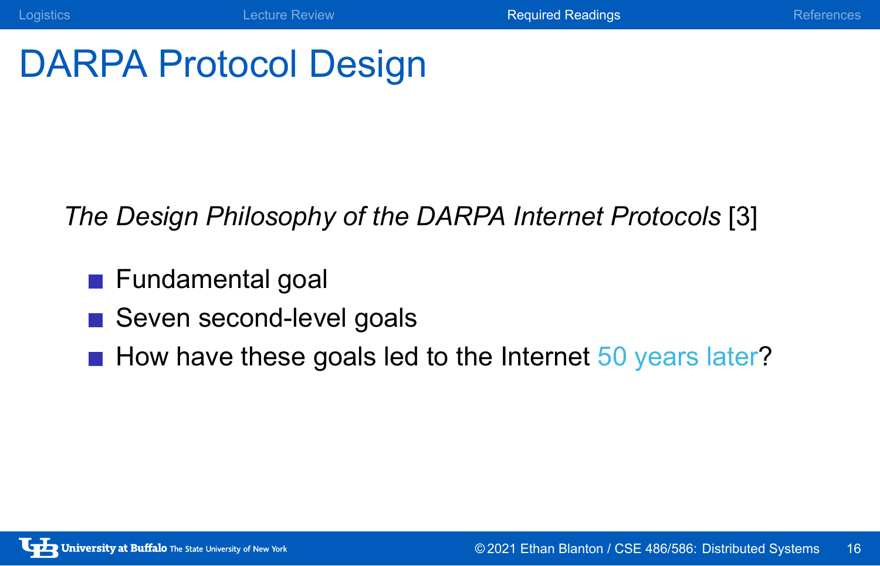# DARPA Protocol Design

*The Design Philosophy of the DARPA Internet Protocols* [3]

- Fundamental goal
- Seven second-level goals
- How have these goals led to the Internet 50 years later?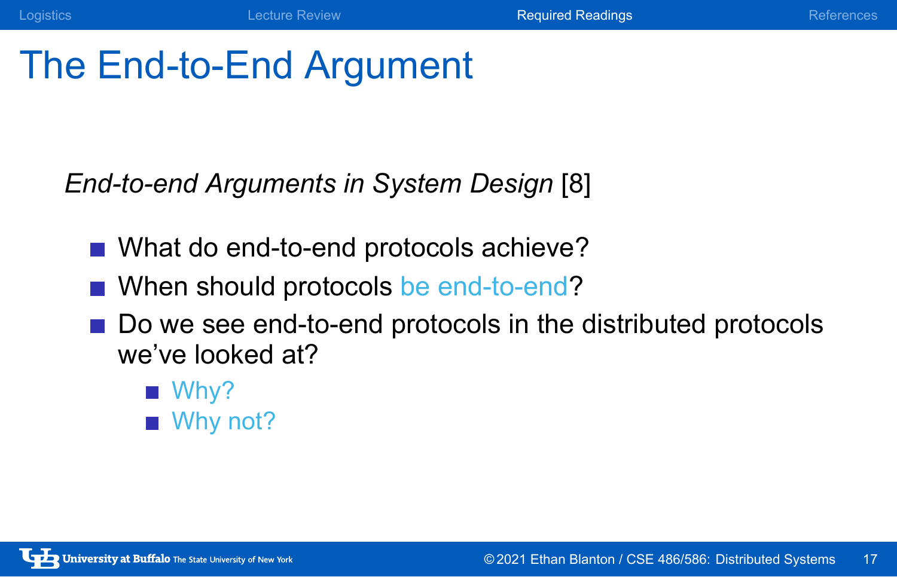# The End-to-End Argument

*End-to-end Arguments in System Design* [8]

- What do end-to-end protocols achieve?
- When should protocols be end-to-end?
- Do we see end-to-end protocols in the distributed protocols we've looked at?
  - Why?
  - Why not?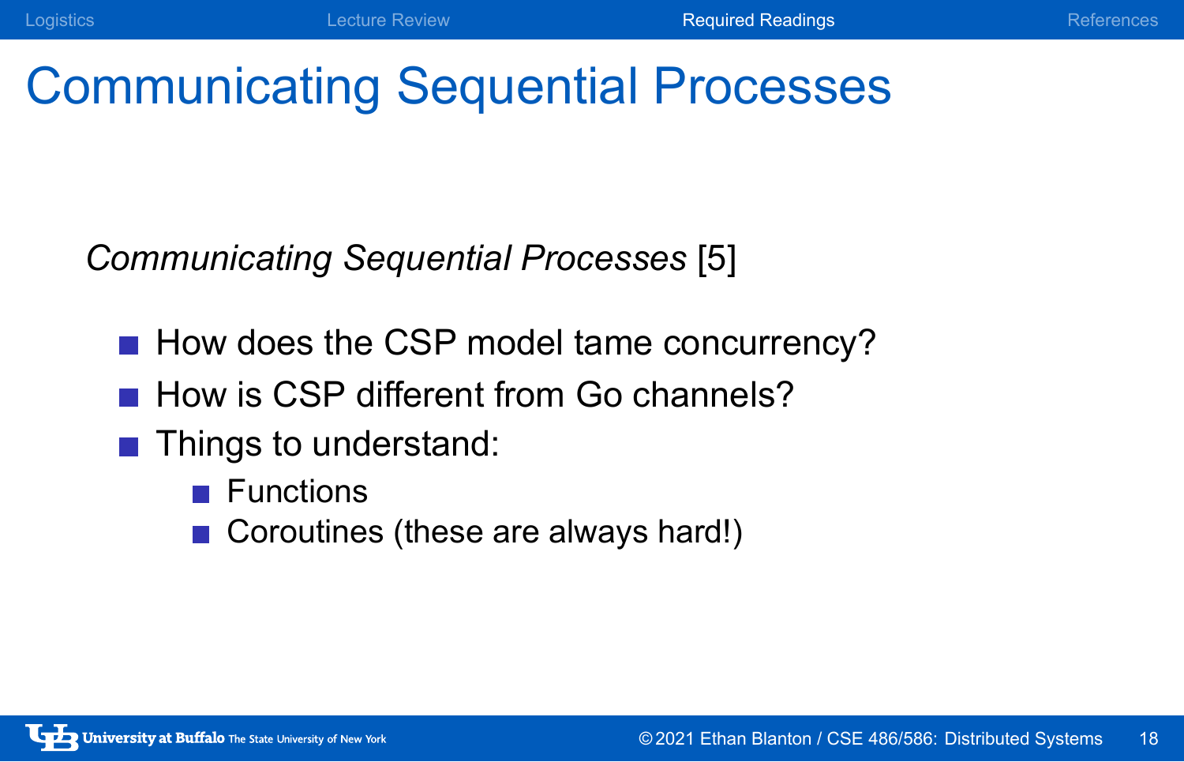# Communicating Sequential Processes

*Communicating Sequential Processes* [5]

- How does the CSP model tame concurrency?
- How is CSP different from Go channels?
- Things to understand:
  - Functions
  - Coroutines (these are always hard!)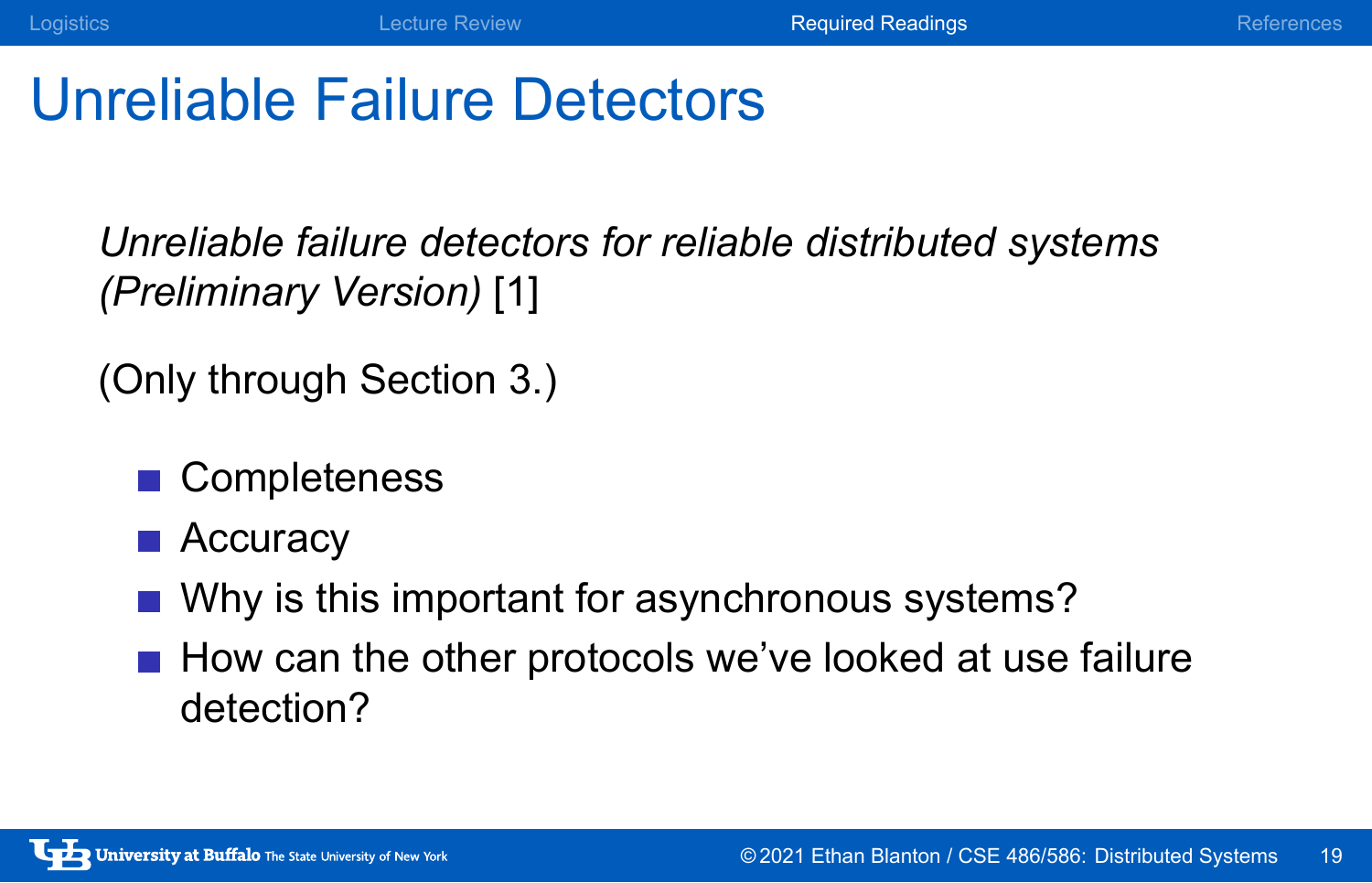# Unreliable Failure Detectors

*Unreliable failure detectors for reliable distributed systems (Preliminary Version)* [1]

(Only through Section 3.)

- Completeness
- Accuracy
- Why is this important for asynchronous systems?
- How can the other protocols we've looked at use failure detection?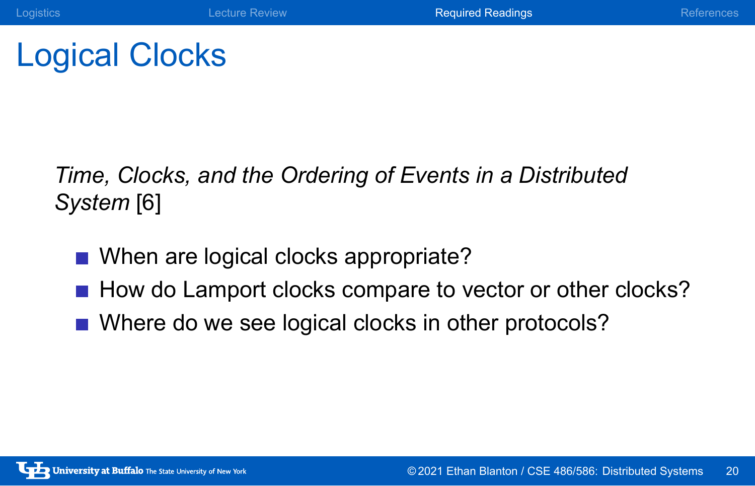# Logical Clocks

*Time, Clocks, and the Ordering of Events in a Distributed System* [6]

- When are logical clocks appropriate?
- How do Lamport clocks compare to vector or other clocks?
- Where do we see logical clocks in other protocols?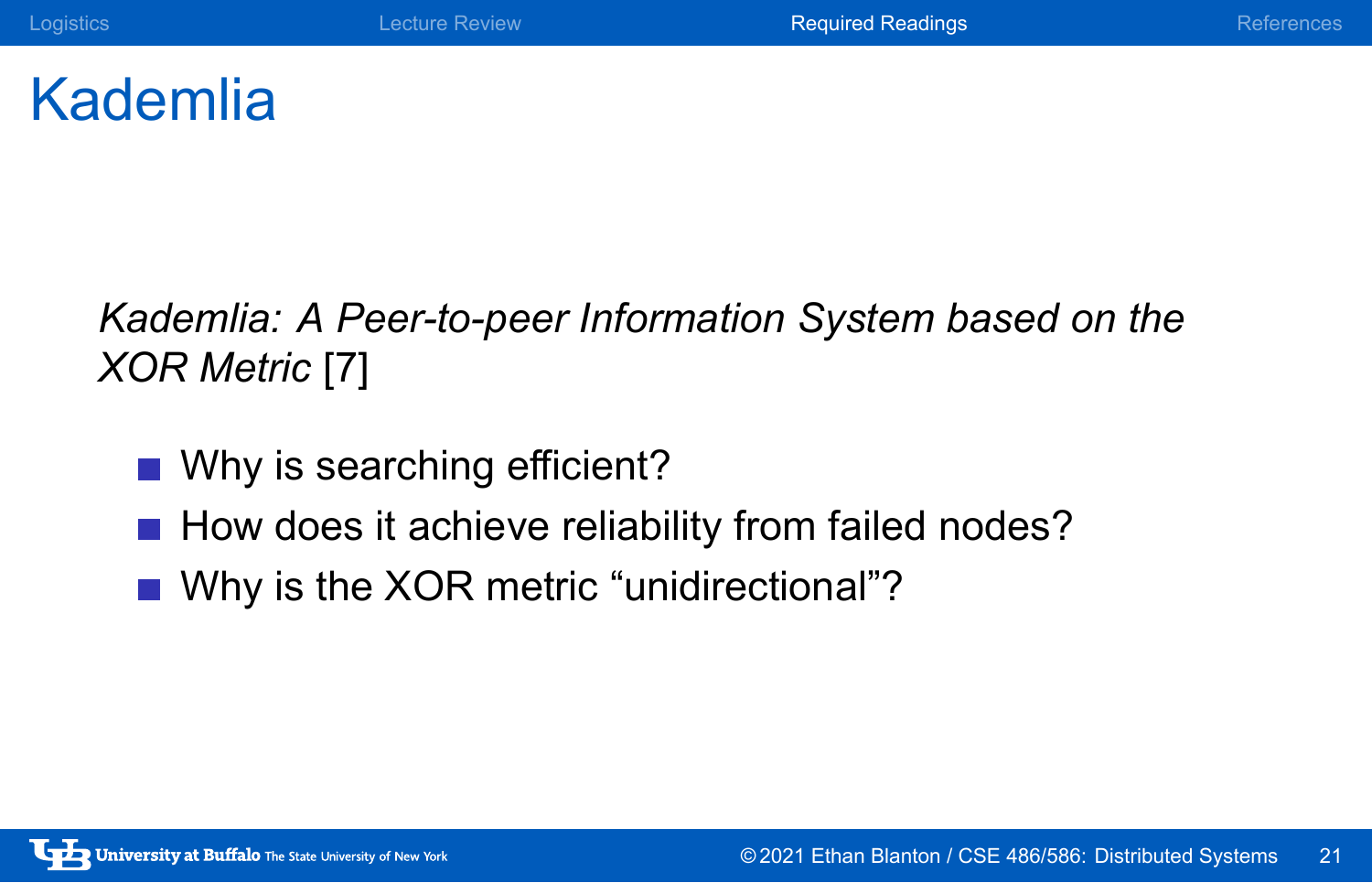# Kademlia

*Kademlia: A Peer-to-peer Information System based on the XOR Metric* [7]

- Why is searching efficient?
- How does it achieve reliability from failed nodes?
- Why is the XOR metric “unidirectional”?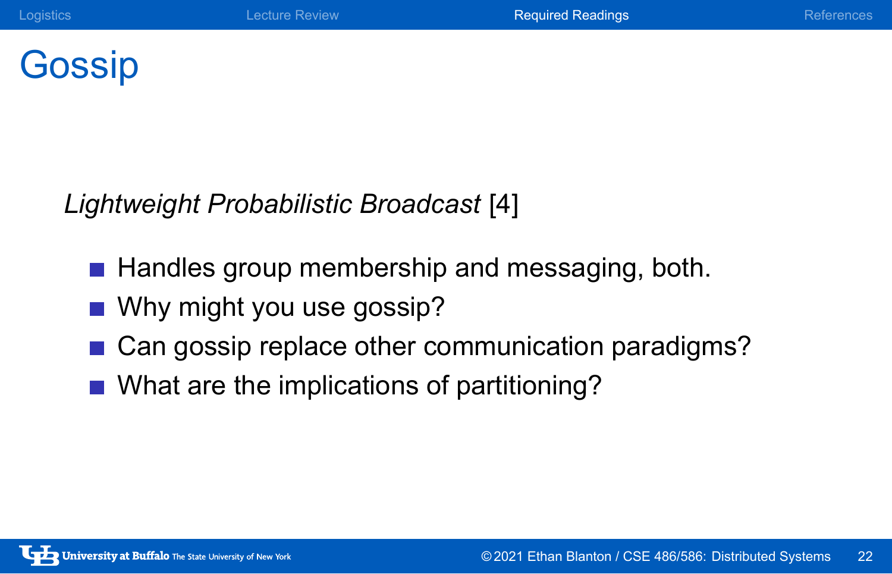# Gossip

*Lightweight Probabilistic Broadcast* [4]

- Handles group membership and messaging, both.
- Why might you use gossip?
- Can gossip replace other communication paradigms?
- What are the implications of partitioning?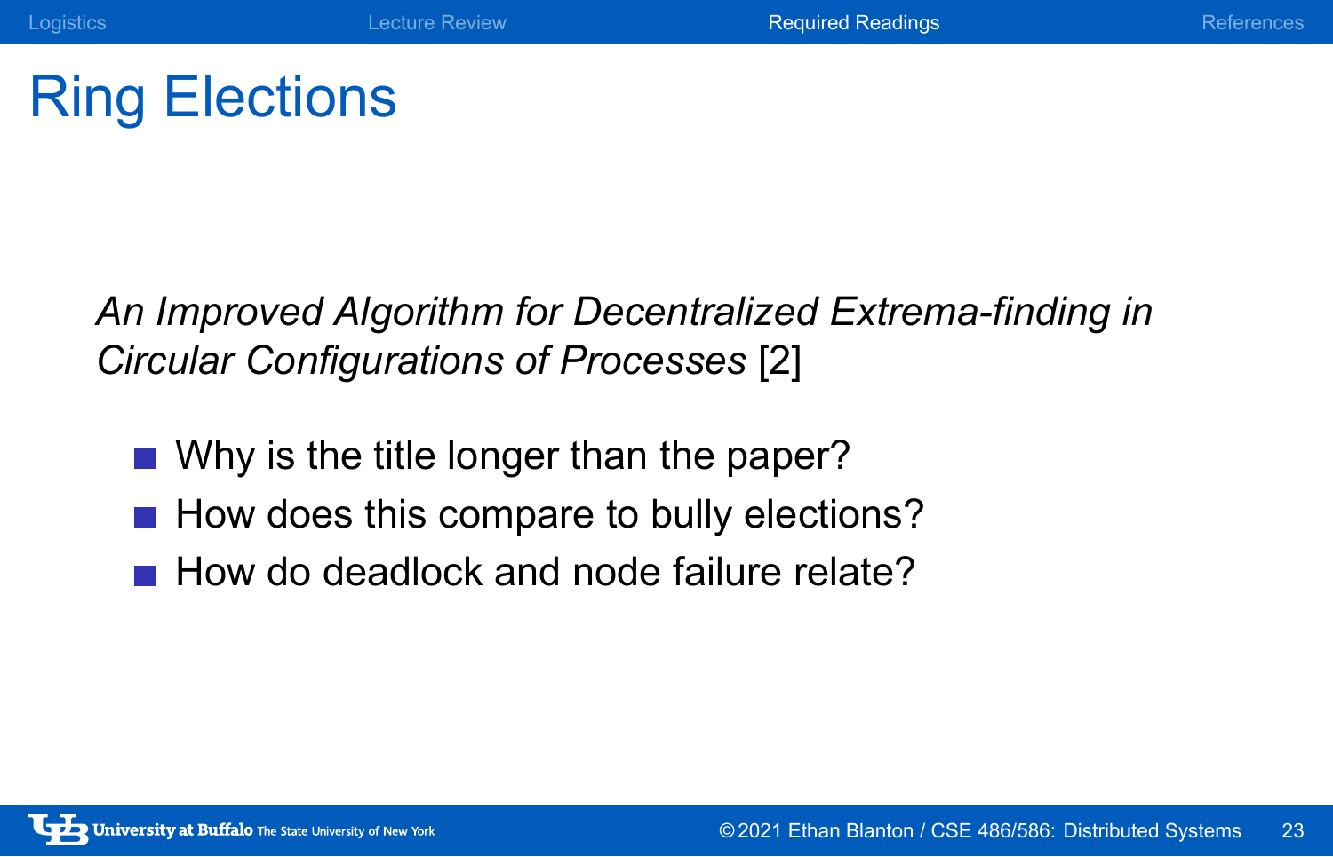# Ring Elections

*An Improved Algorithm for Decentralized Extrema-finding in Circular Configurations of Processes* [2]

- Why is the title longer than the paper?
- How does this compare to bully elections?
- How do deadlock and node failure relate?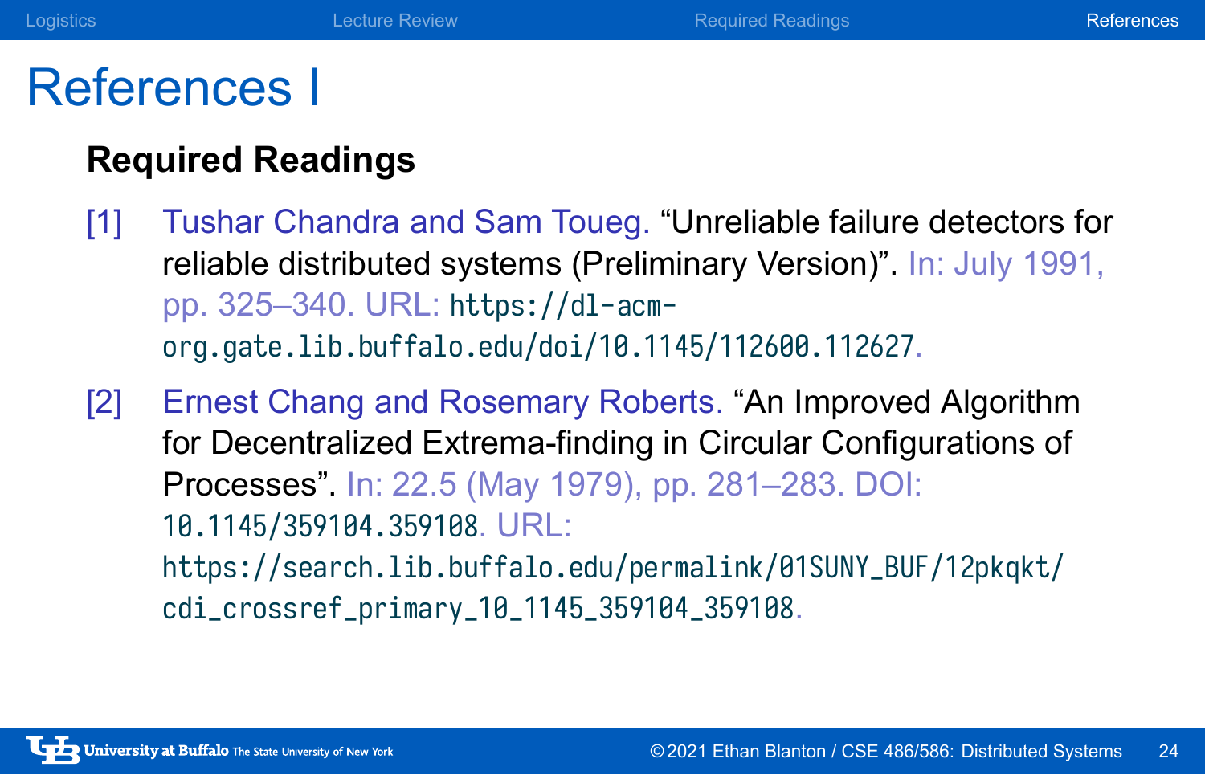# References I

### Required Readings

[1] Tushar Chandra and Sam Toueg. "Unreliable failure detectors for reliable distributed systems (Preliminary Version)". In: July 1991, pp. 325–340. URL: https://dl-acm-org.gate.lib.buffalo.edu/doi/10.1145/112600.112627.

[2] Ernest Chang and Rosemary Roberts. "An Improved Algorithm for Decentralized Extrema-finding in Circular Configurations of Processes". In: 22.5 (May 1979), pp. 281–283. DOI: 10.1145/359104.359108. URL: https://search.lib.buffalo.edu/permalink/01SUNY_BUF/12pkqkt/cdi_crossref_primary_10_1145_359104_359108.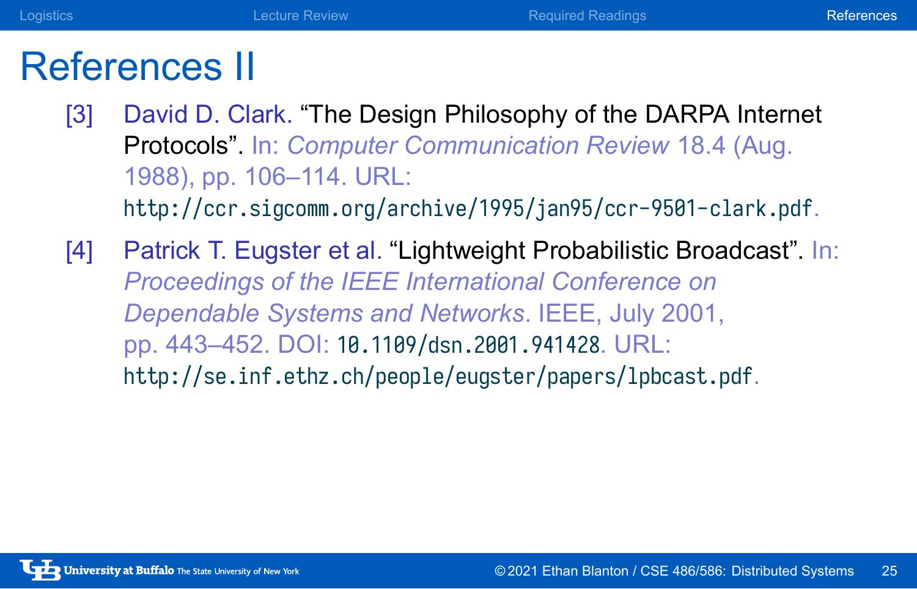# References II

[3] David D. Clark. "The Design Philosophy of the DARPA Internet Protocols". In: *Computer Communication Review* 18.4 (Aug. 1988), pp. 106–114. URL: `http://ccr.sigcomm.org/archive/1995/jan95/ccr-9501-clark.pdf`.

[4] Patrick T. Eugster et al. "Lightweight Probabilistic Broadcast". In: *Proceedings of the IEEE International Conference on Dependable Systems and Networks*. IEEE, July 2001, pp. 443–452. DOI: `10.1109/dsn.2001.941428`. URL: `http://se.inf.ethz.ch/people/eugster/papers/lpbcast.pdf`.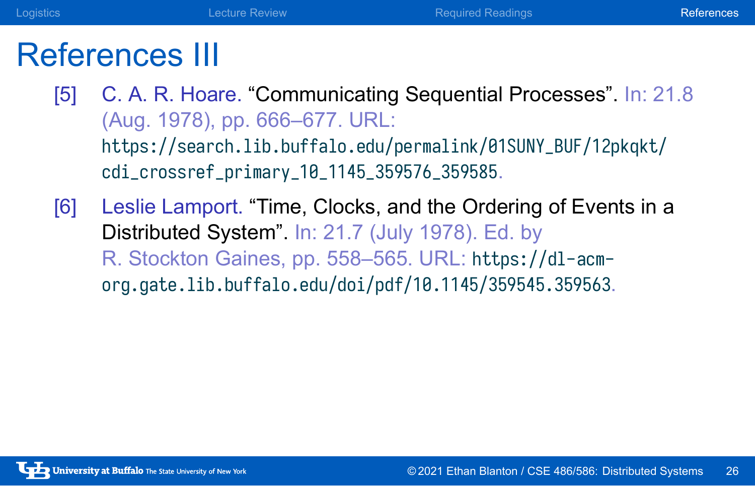# References III

[5] C. A. R. Hoare. “Communicating Sequential Processes”. In: 21.8 (Aug. 1978), pp. 666–677. URL: https://search.lib.buffalo.edu/permalink/01SUNY_BUF/12pkqkt/cdi_crossref_primary_10_1145_359576_359585.

[6] Leslie Lamport. “Time, Clocks, and the Ordering of Events in a Distributed System”. In: 21.7 (July 1978). Ed. by R. Stockton Gaines, pp. 558–565. URL: https://dl-acm-org.gate.lib.buffalo.edu/doi/pdf/10.1145/359545.359563.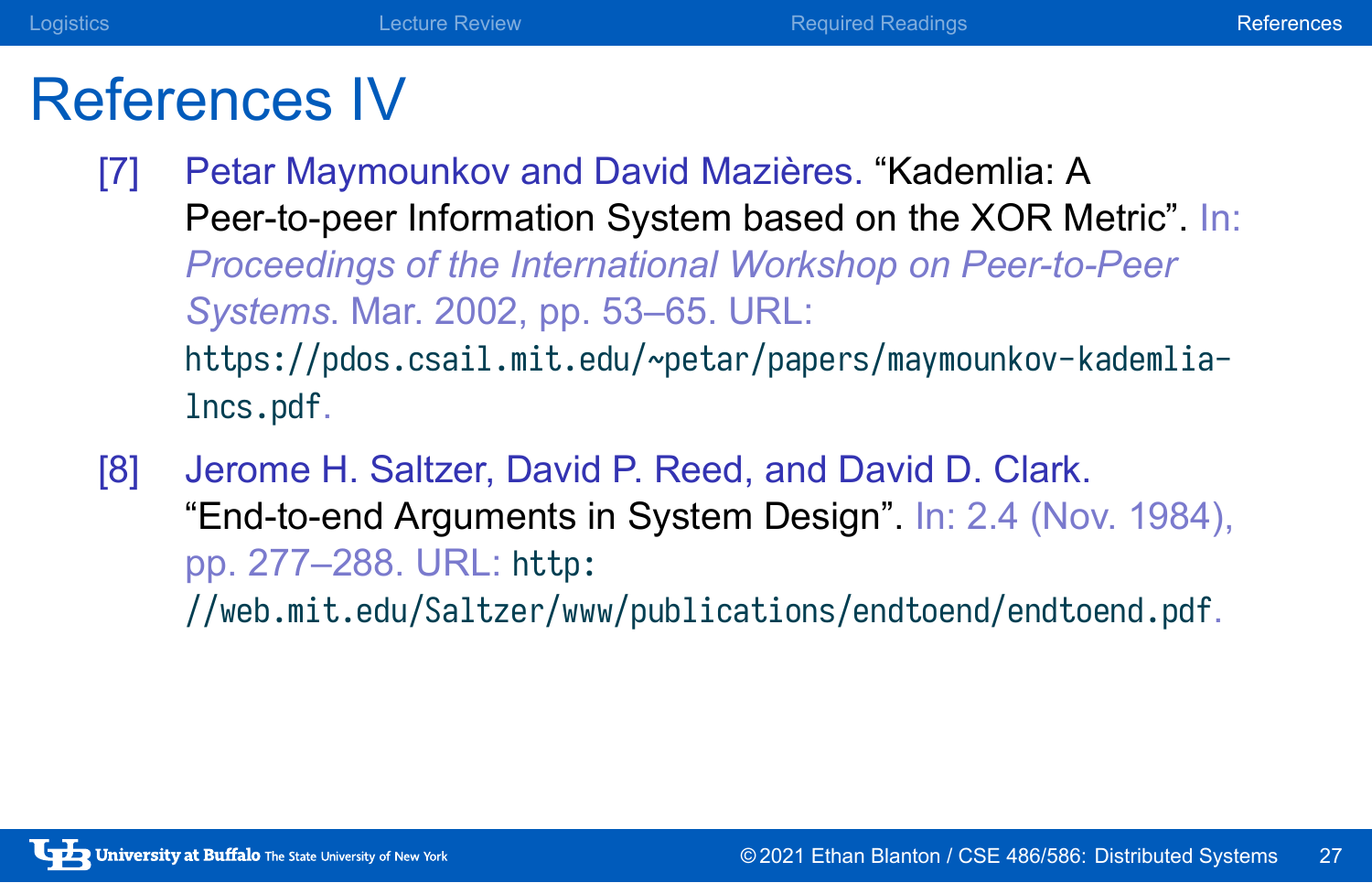# References IV

[7] Petar Maymounkov and David Mazières. "Kademlia: A Peer-to-peer Information System based on the XOR Metric". In: *Proceedings of the International Workshop on Peer-to-Peer Systems*. Mar. 2002, pp. 53–65. URL: https://pdos.csail.mit.edu/~petar/papers/maymounkov-kademlia-lncs.pdf.

[8] Jerome H. Saltzer, David P. Reed, and David D. Clark. "End-to-end Arguments in System Design". In: 2.4 (Nov. 1984), pp. 277–288. URL: http://web.mit.edu/Saltzer/www/publications/endtoend/endtoend.pdf.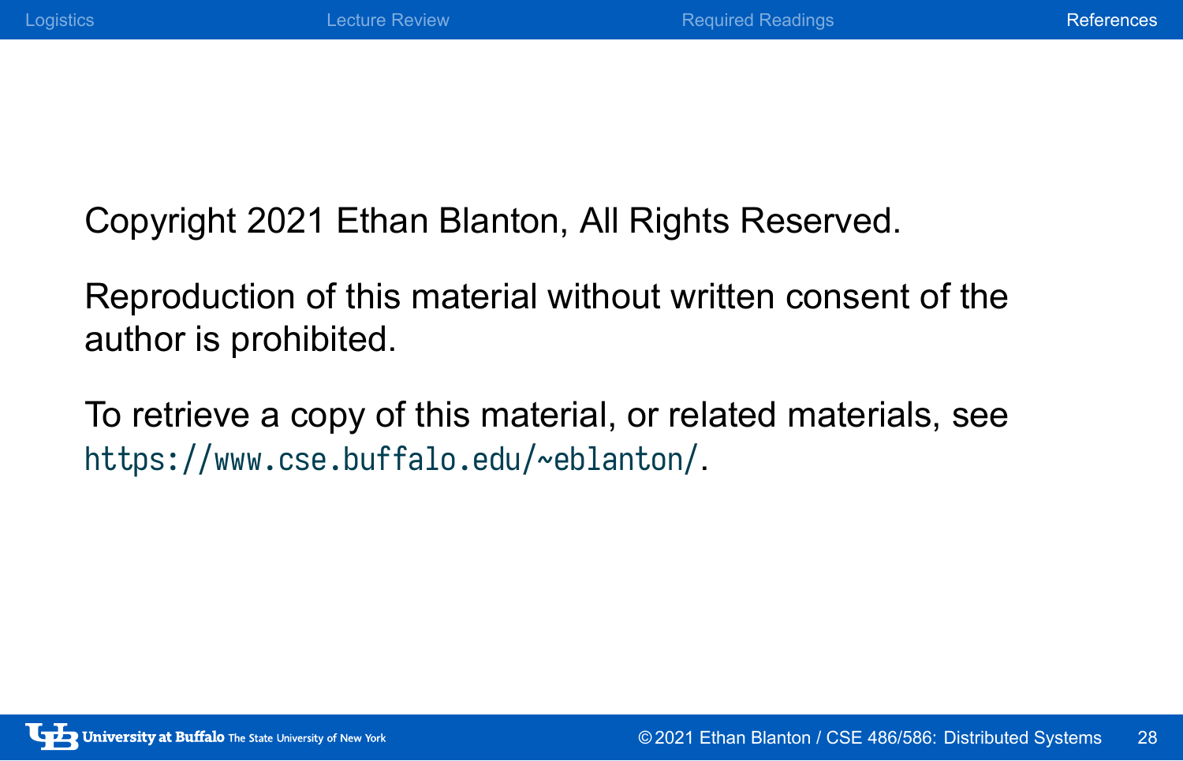Copyright 2021 Ethan Blanton, All Rights Reserved.

Reproduction of this material without written consent of the author is prohibited.

To retrieve a copy of this material, or related materials, see https://www.cse.buffalo.edu/~eblanton/.